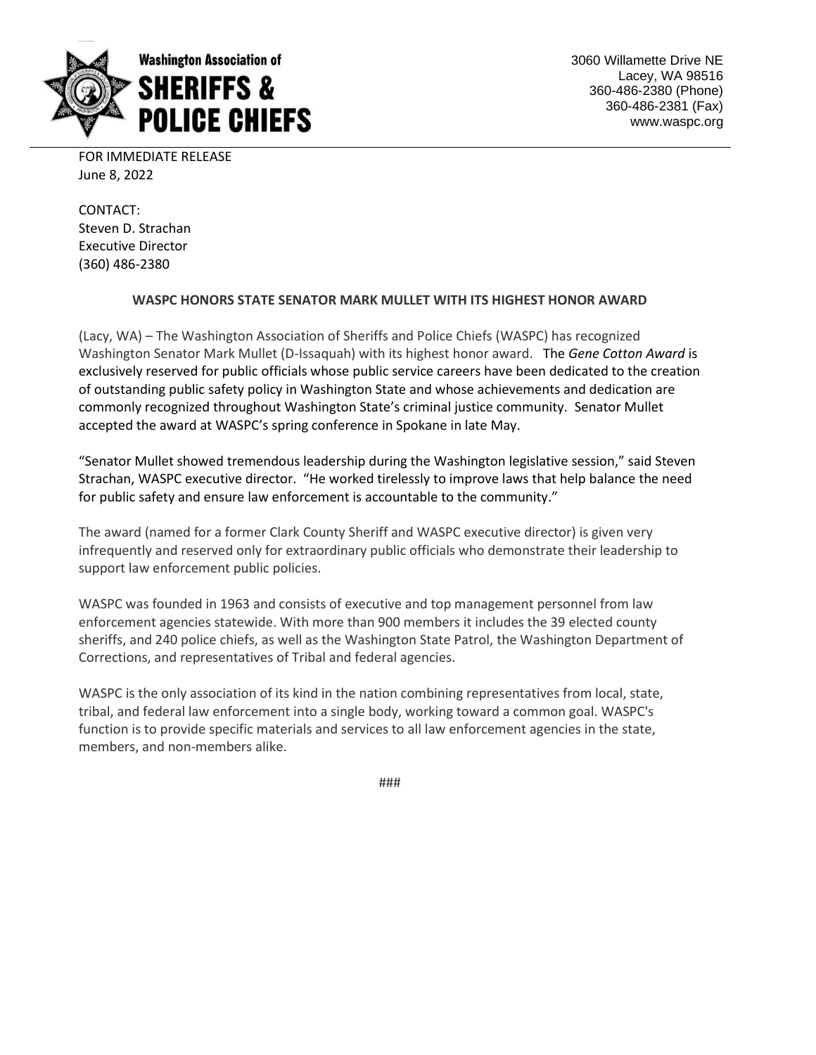**Washington Association of SHERIFFS & POLICE CHIEFS**

3060 Willamette Drive NE
Lacey, WA 98516
360-486-2380 (Phone)
360-486-2381 (Fax)
www.waspc.org

FOR IMMEDIATE RELEASE
June 8, 2022

CONTACT:
Steven D. Strachan
Executive Director
(360) 486-2380

**WASPC HONORS STATE SENATOR MARK MULLET WITH ITS HIGHEST HONOR AWARD**

(Lacy, WA) – The Washington Association of Sheriffs and Police Chiefs (WASPC) has recognized Washington Senator Mark Mullet (D-Issaquah) with its highest honor award. The *Gene Cotton Award* is exclusively reserved for public officials whose public service careers have been dedicated to the creation of outstanding public safety policy in Washington State and whose achievements and dedication are commonly recognized throughout Washington State's criminal justice community. Senator Mullet accepted the award at WASPC's spring conference in Spokane in late May.

"Senator Mullet showed tremendous leadership during the Washington legislative session," said Steven Strachan, WASPC executive director. "He worked tirelessly to improve laws that help balance the need for public safety and ensure law enforcement is accountable to the community."

The award (named for a former Clark County Sheriff and WASPC executive director) is given very infrequently and reserved only for extraordinary public officials who demonstrate their leadership to support law enforcement public policies.

WASPC was founded in 1963 and consists of executive and top management personnel from law enforcement agencies statewide. With more than 900 members it includes the 39 elected county sheriffs, and 240 police chiefs, as well as the Washington State Patrol, the Washington Department of Corrections, and representatives of Tribal and federal agencies.

WASPC is the only association of its kind in the nation combining representatives from local, state, tribal, and federal law enforcement into a single body, working toward a common goal. WASPC's function is to provide specific materials and services to all law enforcement agencies in the state, members, and non-members alike.

###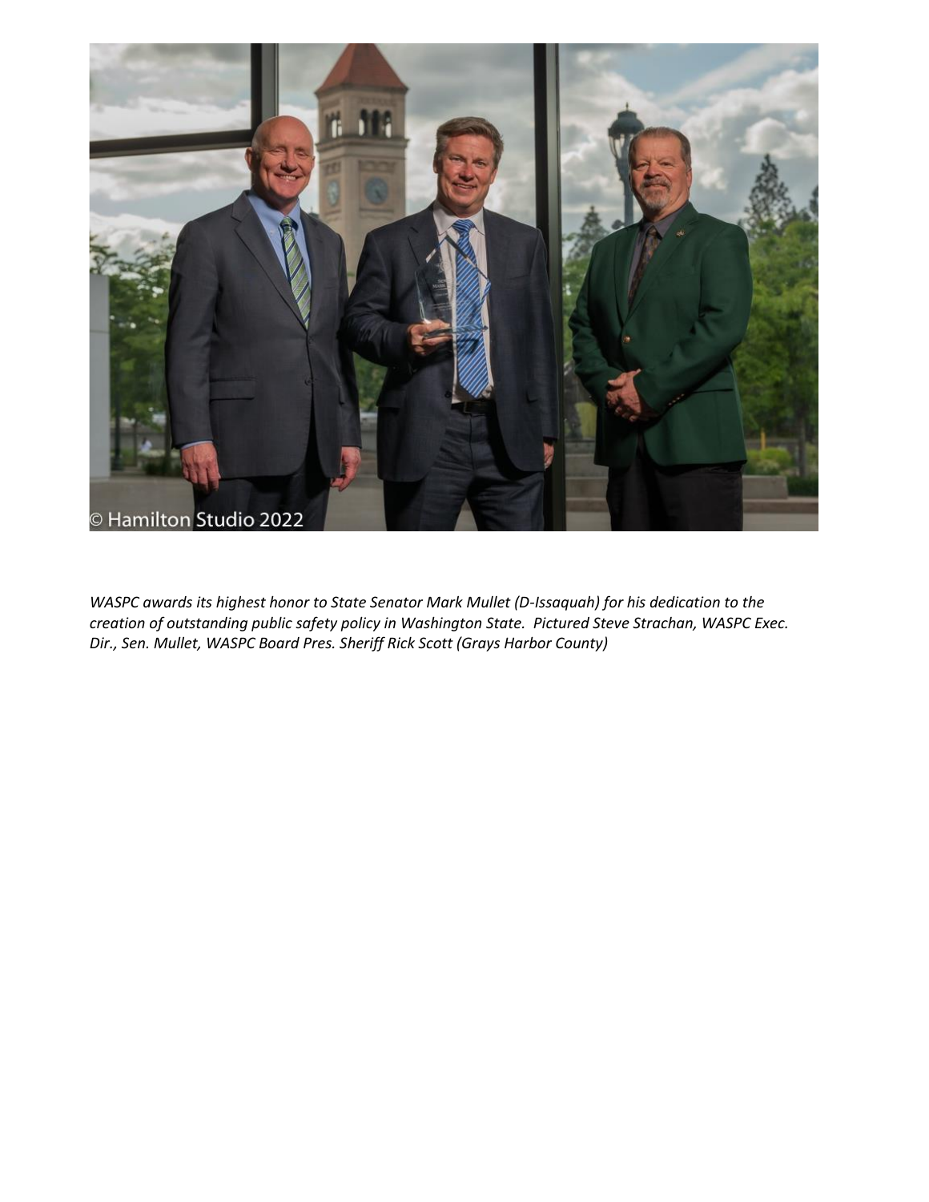*WASPC awards its highest honor to State Senator Mark Mullet (D-Issaquah) for his dedication to the creation of outstanding public safety policy in Washington State. Pictured Steve Strachan, WASPC Exec. Dir., Sen. Mullet, WASPC Board Pres. Sheriff Rick Scott (Grays Harbor County)*